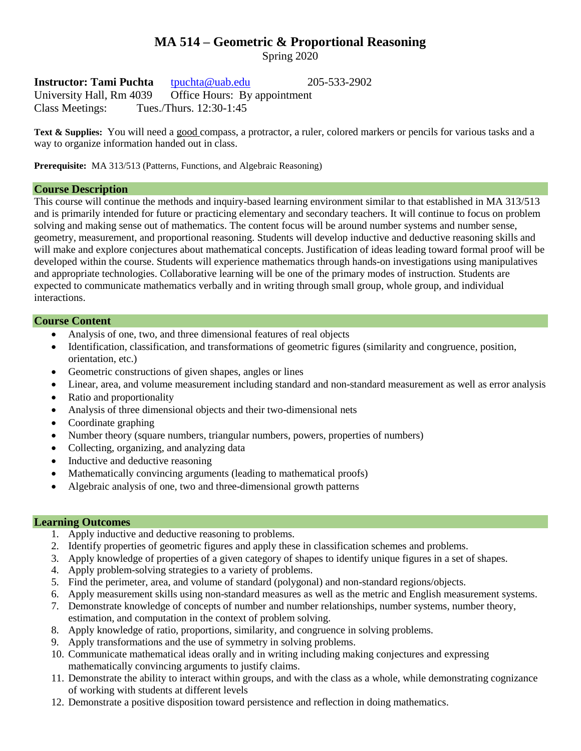# MA 514 – Geometric & Proportional Reasoning

Spring 2020

**Instructor: Tami Puchta** tpuchta@uab.edu 205-533-2902
University Hall, Rm 4039 Office Hours: By appointment
Class Meetings: Tues./Thurs. 12:30-1:45

**Text & Supplies:** You will need a good compass, a protractor, a ruler, colored markers or pencils for various tasks and a way to organize information handed out in class.

**Prerequisite:** MA 313/513 (Patterns, Functions, and Algebraic Reasoning)

## Course Description

This course will continue the methods and inquiry-based learning environment similar to that established in MA 313/513 and is primarily intended for future or practicing elementary and secondary teachers. It will continue to focus on problem solving and making sense out of mathematics. The content focus will be around number systems and number sense, geometry, measurement, and proportional reasoning. Students will develop inductive and deductive reasoning skills and will make and explore conjectures about mathematical concepts. Justification of ideas leading toward formal proof will be developed within the course. Students will experience mathematics through hands-on investigations using manipulatives and appropriate technologies. Collaborative learning will be one of the primary modes of instruction. Students are expected to communicate mathematics verbally and in writing through small group, whole group, and individual interactions.

## Course Content

- Analysis of one, two, and three dimensional features of real objects
- Identification, classification, and transformations of geometric figures (similarity and congruence, position, orientation, etc.)
- Geometric constructions of given shapes, angles or lines
- Linear, area, and volume measurement including standard and non-standard measurement as well as error analysis
- Ratio and proportionality
- Analysis of three dimensional objects and their two-dimensional nets
- Coordinate graphing
- Number theory (square numbers, triangular numbers, powers, properties of numbers)
- Collecting, organizing, and analyzing data
- Inductive and deductive reasoning
- Mathematically convincing arguments (leading to mathematical proofs)
- Algebraic analysis of one, two and three-dimensional growth patterns

## Learning Outcomes

1. Apply inductive and deductive reasoning to problems.
2. Identify properties of geometric figures and apply these in classification schemes and problems.
3. Apply knowledge of properties of a given category of shapes to identify unique figures in a set of shapes.
4. Apply problem-solving strategies to a variety of problems.
5. Find the perimeter, area, and volume of standard (polygonal) and non-standard regions/objects.
6. Apply measurement skills using non-standard measures as well as the metric and English measurement systems.
7. Demonstrate knowledge of concepts of number and number relationships, number systems, number theory, estimation, and computation in the context of problem solving.
8. Apply knowledge of ratio, proportions, similarity, and congruence in solving problems.
9. Apply transformations and the use of symmetry in solving problems.
10. Communicate mathematical ideas orally and in writing including making conjectures and expressing mathematically convincing arguments to justify claims.
11. Demonstrate the ability to interact within groups, and with the class as a whole, while demonstrating cognizance of working with students at different levels
12. Demonstrate a positive disposition toward persistence and reflection in doing mathematics.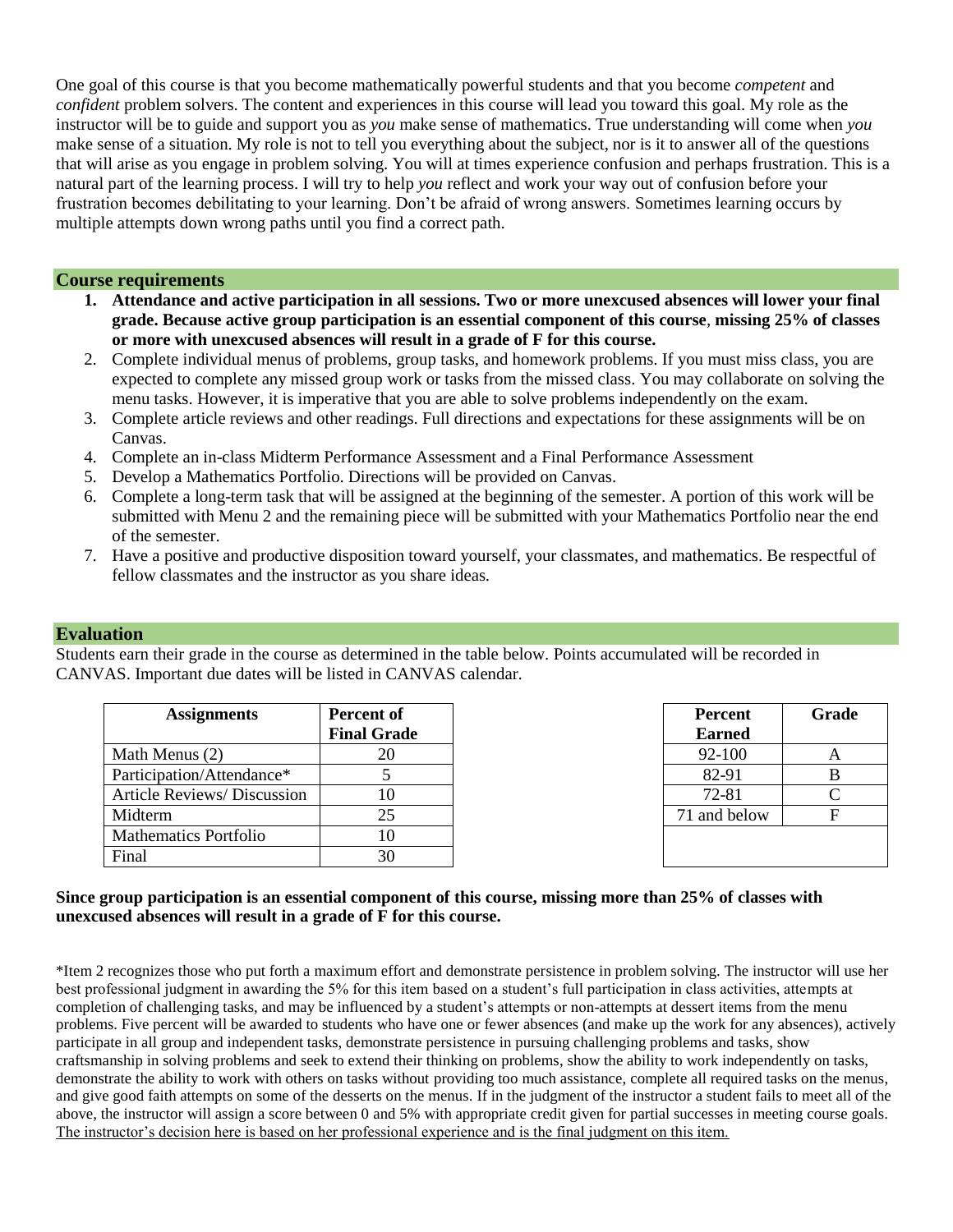One goal of this course is that you become mathematically powerful students and that you become *competent* and *confident* problem solvers. The content and experiences in this course will lead you toward this goal. My role as the instructor will be to guide and support you as *you* make sense of mathematics. True understanding will come when *you* make sense of a situation. My role is not to tell you everything about the subject, nor is it to answer all of the questions that will arise as you engage in problem solving. You will at times experience confusion and perhaps frustration. This is a natural part of the learning process. I will try to help *you* reflect and work your way out of confusion before your frustration becomes debilitating to your learning. Don't be afraid of wrong answers. Sometimes learning occurs by multiple attempts down wrong paths until you find a correct path.

## Course requirements

1. **Attendance and active participation in all sessions. Two or more unexcused absences will lower your final grade. Because active group participation is an essential component of this course, missing 25% of classes or more with unexcused absences will result in a grade of F for this course.**
2. Complete individual menus of problems, group tasks, and homework problems. If you must miss class, you are expected to complete any missed group work or tasks from the missed class. You may collaborate on solving the menu tasks. However, it is imperative that you are able to solve problems independently on the exam.
3. Complete article reviews and other readings. Full directions and expectations for these assignments will be on Canvas.
4. Complete an in-class Midterm Performance Assessment and a Final Performance Assessment
5. Develop a Mathematics Portfolio. Directions will be provided on Canvas.
6. Complete a long-term task that will be assigned at the beginning of the semester. A portion of this work will be submitted with Menu 2 and the remaining piece will be submitted with your Mathematics Portfolio near the end of the semester.
7. Have a positive and productive disposition toward yourself, your classmates, and mathematics. Be respectful of fellow classmates and the instructor as you share ideas.

## Evaluation

Students earn their grade in the course as determined in the table below. Points accumulated will be recorded in CANVAS. Important due dates will be listed in CANVAS calendar.

| Assignments | Percent of Final Grade |
|---|---|
| Math Menus (2) | 20 |
| Participation/Attendance* | 5 |
| Article Reviews/ Discussion | 10 |
| Midterm | 25 |
| Mathematics Portfolio | 10 |
| Final | 30 |

| Percent Earned | Grade |
|---|---|
| 92-100 | A |
| 82-91 | B |
| 72-81 | C |
| 71 and below | F |

**Since group participation is an essential component of this course, missing more than 25% of classes with unexcused absences will result in a grade of F for this course.**

*Item 2 recognizes those who put forth a maximum effort and demonstrate persistence in problem solving. The instructor will use her best professional judgment in awarding the 5% for this item based on a student's full participation in class activities, attempts at completion of challenging tasks, and may be influenced by a student's attempts or non-attempts at dessert items from the menu problems. Five percent will be awarded to students who have one or fewer absences (and make up the work for any absences), actively participate in all group and independent tasks, demonstrate persistence in pursuing challenging problems and tasks, show craftsmanship in solving problems and seek to extend their thinking on problems, show the ability to work independently on tasks, demonstrate the ability to work with others on tasks without providing too much assistance, complete all required tasks on the menus, and give good faith attempts on some of the desserts on the menus. If in the judgment of the instructor a student fails to meet all of the above, the instructor will assign a score between 0 and 5% with appropriate credit given for partial successes in meeting course goals. <u>The instructor's decision here is based on her professional experience and is the final judgment on this item.</u>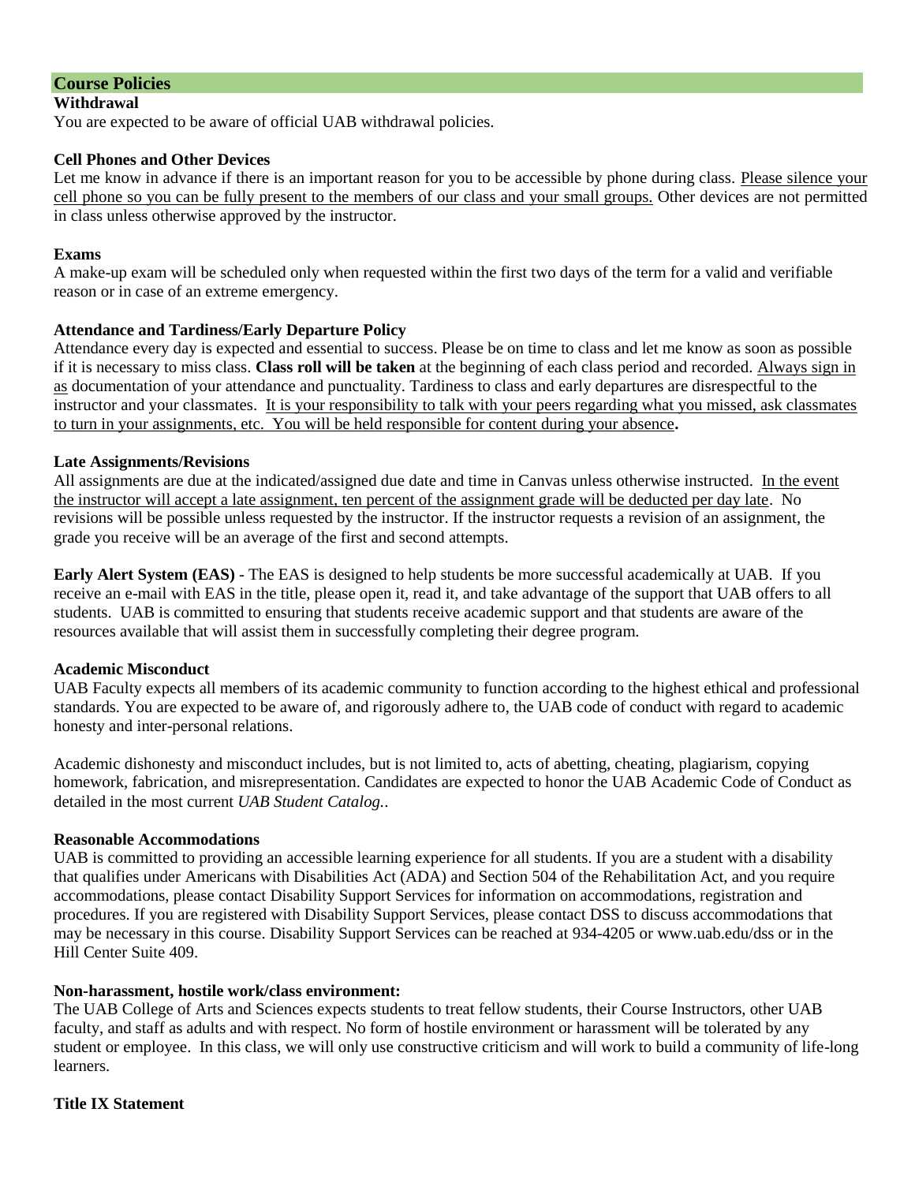## Course Policies

**Withdrawal**

You are expected to be aware of official UAB withdrawal policies.

**Cell Phones and Other Devices**

Let me know in advance if there is an important reason for you to be accessible by phone during class. Please silence your cell phone so you can be fully present to the members of our class and your small groups. Other devices are not permitted in class unless otherwise approved by the instructor.

**Exams**

A make-up exam will be scheduled only when requested within the first two days of the term for a valid and verifiable reason or in case of an extreme emergency.

**Attendance and Tardiness/Early Departure Policy**

Attendance every day is expected and essential to success. Please be on time to class and let me know as soon as possible if it is necessary to miss class. **Class roll will be taken** at the beginning of each class period and recorded. Always sign in as documentation of your attendance and punctuality. Tardiness to class and early departures are disrespectful to the instructor and your classmates. It is your responsibility to talk with your peers regarding what you missed, ask classmates to turn in your assignments, etc. You will be held responsible for content during your absence**.**

**Late Assignments/Revisions**

All assignments are due at the indicated/assigned due date and time in Canvas unless otherwise instructed. In the event the instructor will accept a late assignment, ten percent of the assignment grade will be deducted per day late. No revisions will be possible unless requested by the instructor. If the instructor requests a revision of an assignment, the grade you receive will be an average of the first and second attempts.

**Early Alert System (EAS)** - The EAS is designed to help students be more successful academically at UAB. If you receive an e-mail with EAS in the title, please open it, read it, and take advantage of the support that UAB offers to all students. UAB is committed to ensuring that students receive academic support and that students are aware of the resources available that will assist them in successfully completing their degree program.

**Academic Misconduct**

UAB Faculty expects all members of its academic community to function according to the highest ethical and professional standards. You are expected to be aware of, and rigorously adhere to, the UAB code of conduct with regard to academic honesty and inter-personal relations.

Academic dishonesty and misconduct includes, but is not limited to, acts of abetting, cheating, plagiarism, copying homework, fabrication, and misrepresentation. Candidates are expected to honor the UAB Academic Code of Conduct as detailed in the most current *UAB Student Catalog.*.

**Reasonable Accommodations**

UAB is committed to providing an accessible learning experience for all students. If you are a student with a disability that qualifies under Americans with Disabilities Act (ADA) and Section 504 of the Rehabilitation Act, and you require accommodations, please contact Disability Support Services for information on accommodations, registration and procedures. If you are registered with Disability Support Services, please contact DSS to discuss accommodations that may be necessary in this course. Disability Support Services can be reached at 934-4205 or www.uab.edu/dss or in the Hill Center Suite 409.

**Non-harassment, hostile work/class environment:**

The UAB College of Arts and Sciences expects students to treat fellow students, their Course Instructors, other UAB faculty, and staff as adults and with respect. No form of hostile environment or harassment will be tolerated by any student or employee. In this class, we will only use constructive criticism and will work to build a community of life-long learners.

**Title IX Statement**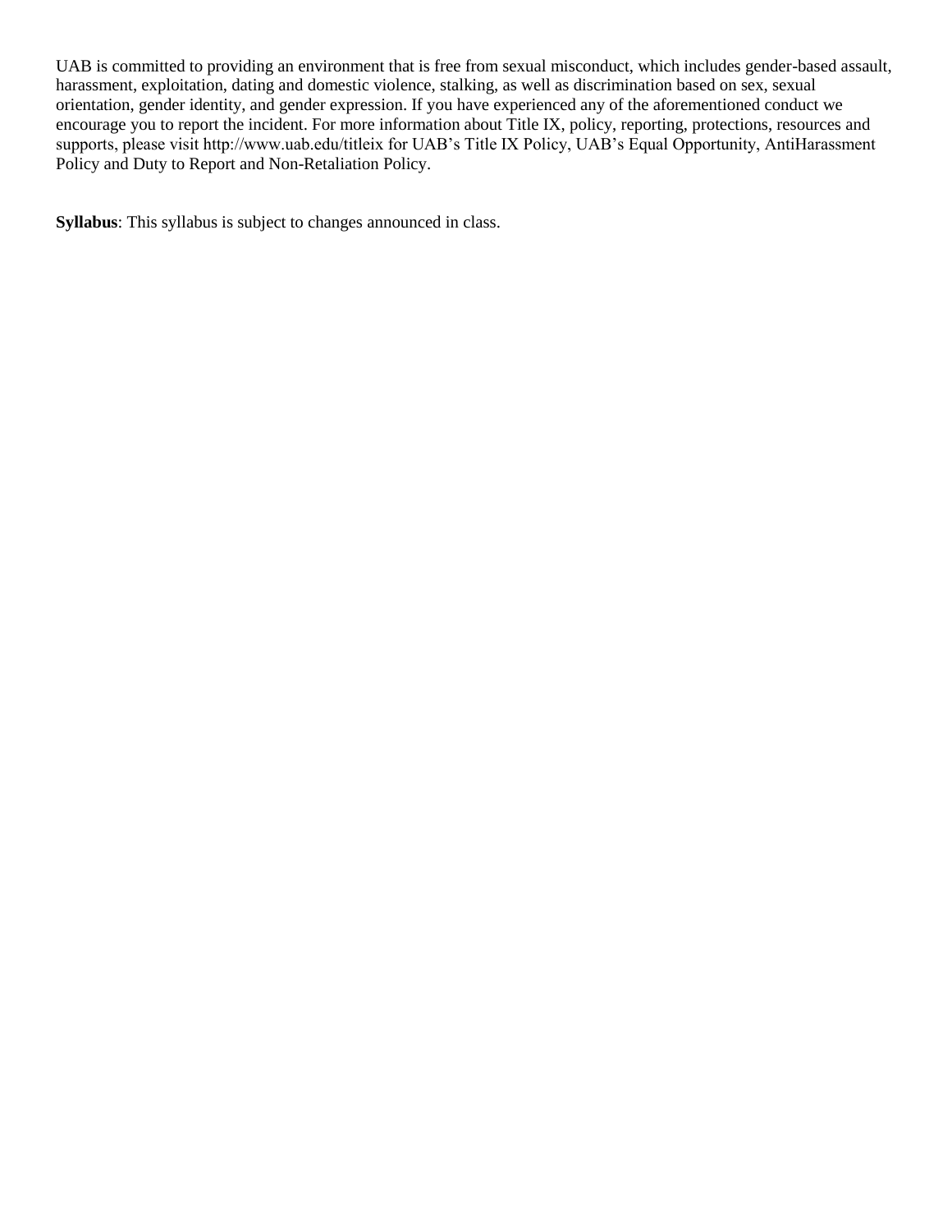UAB is committed to providing an environment that is free from sexual misconduct, which includes gender-based assault, harassment, exploitation, dating and domestic violence, stalking, as well as discrimination based on sex, sexual orientation, gender identity, and gender expression. If you have experienced any of the aforementioned conduct we encourage you to report the incident. For more information about Title IX, policy, reporting, protections, resources and supports, please visit http://www.uab.edu/titleix for UAB's Title IX Policy, UAB's Equal Opportunity, AntiHarassment Policy and Duty to Report and Non-Retaliation Policy.

**Syllabus**: This syllabus is subject to changes announced in class.